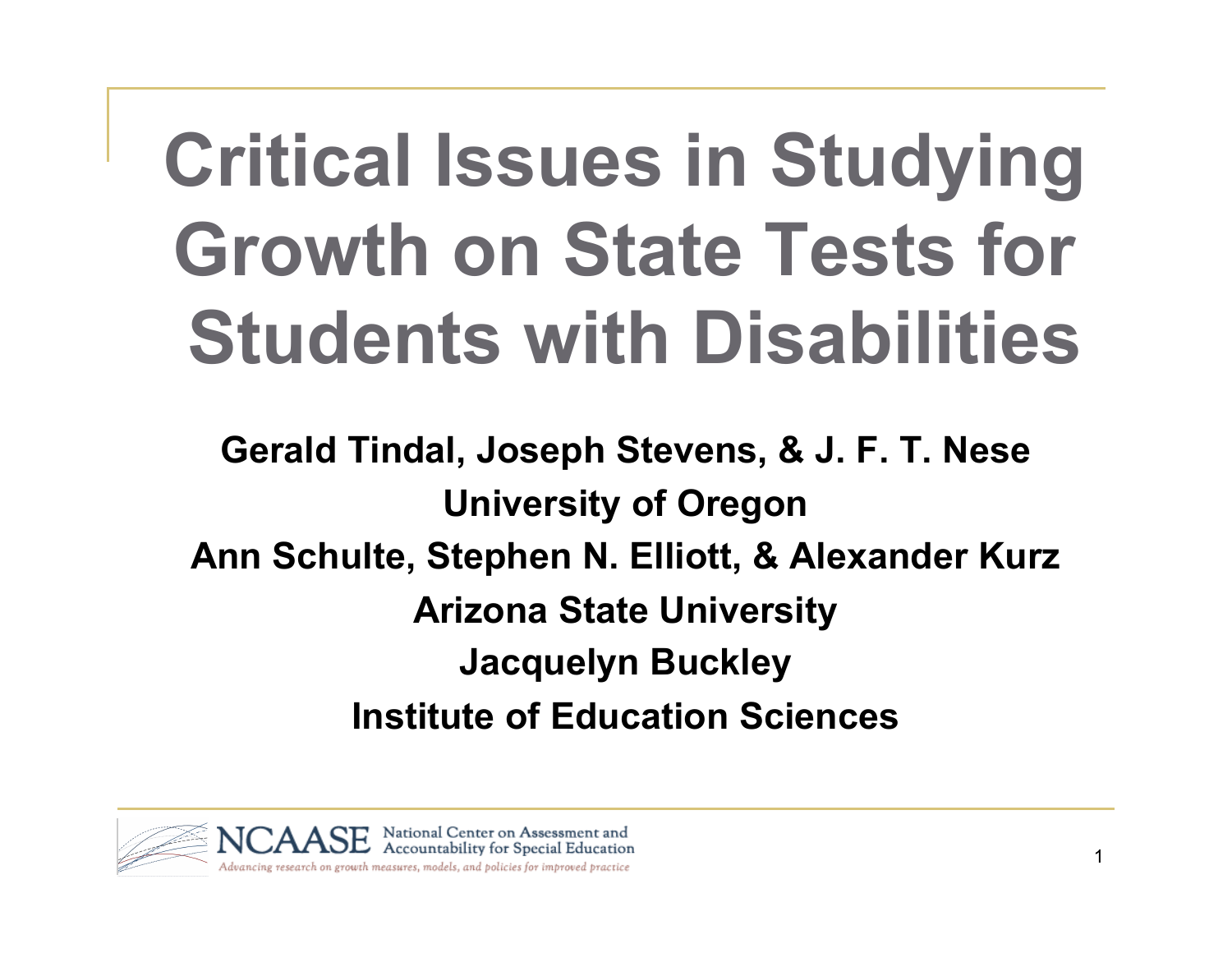# Critical Issues in Studying Growth on State Tests for Students with Disabilities

**Gerald Tindal, Joseph Stevens, & J. F. T. Nese**

**University of Oregon**

**Ann Schulte, Stephen N. Elliott, & Alexander Kurz**

**Arizona State University**

**Jacquelyn Buckley**

**Institute of Education Sciences**

NCAASE National Center on Assessment and Accountability for Special Education

*Advancing research on growth measures, models, and policies for improved practice*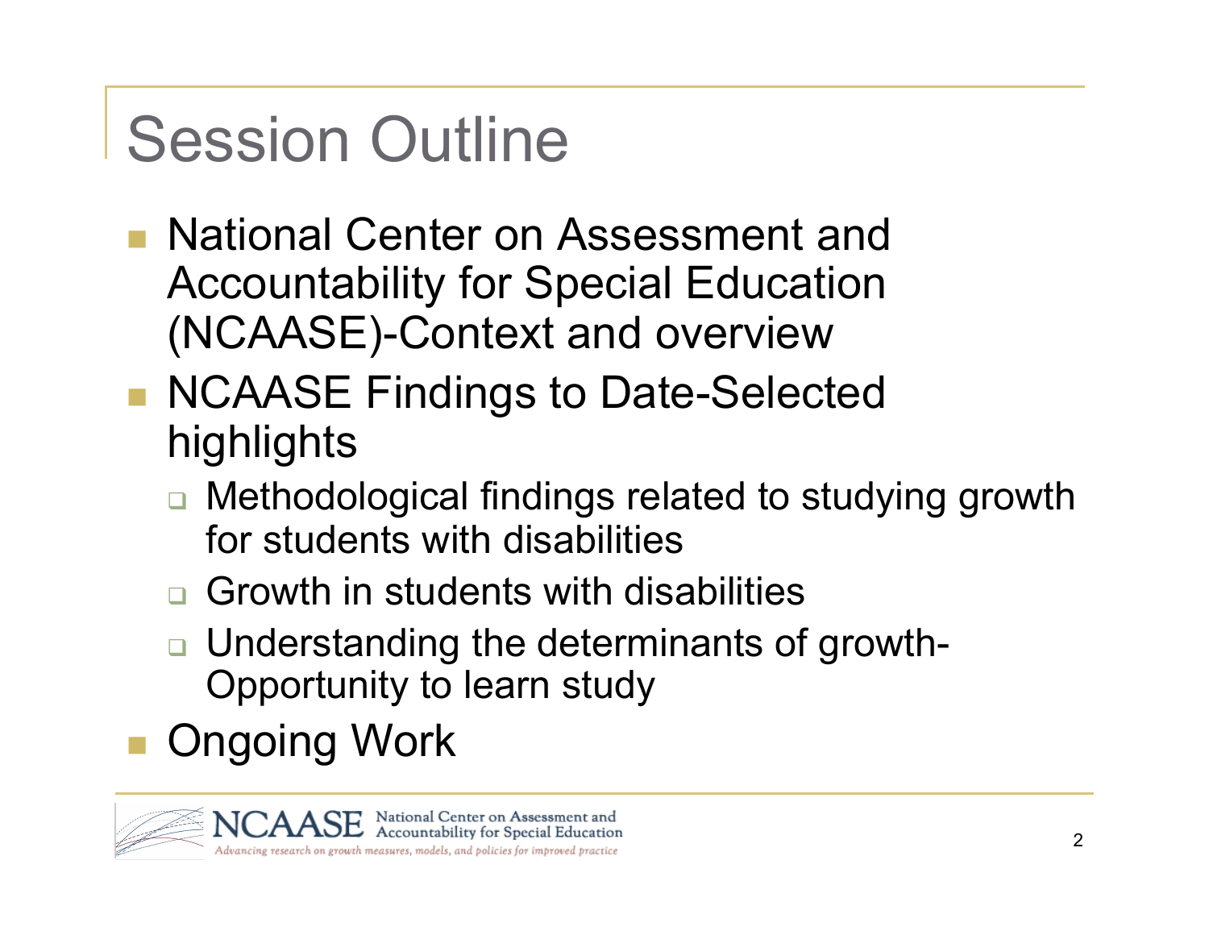# Session Outline

- National Center on Assessment and Accountability for Special Education (NCAASE)-Context and overview
- NCAASE Findings to Date-Selected highlights
  - Methodological findings related to studying growth for students with disabilities
  - Growth in students with disabilities
  - Understanding the determinants of growth-Opportunity to learn study
- Ongoing Work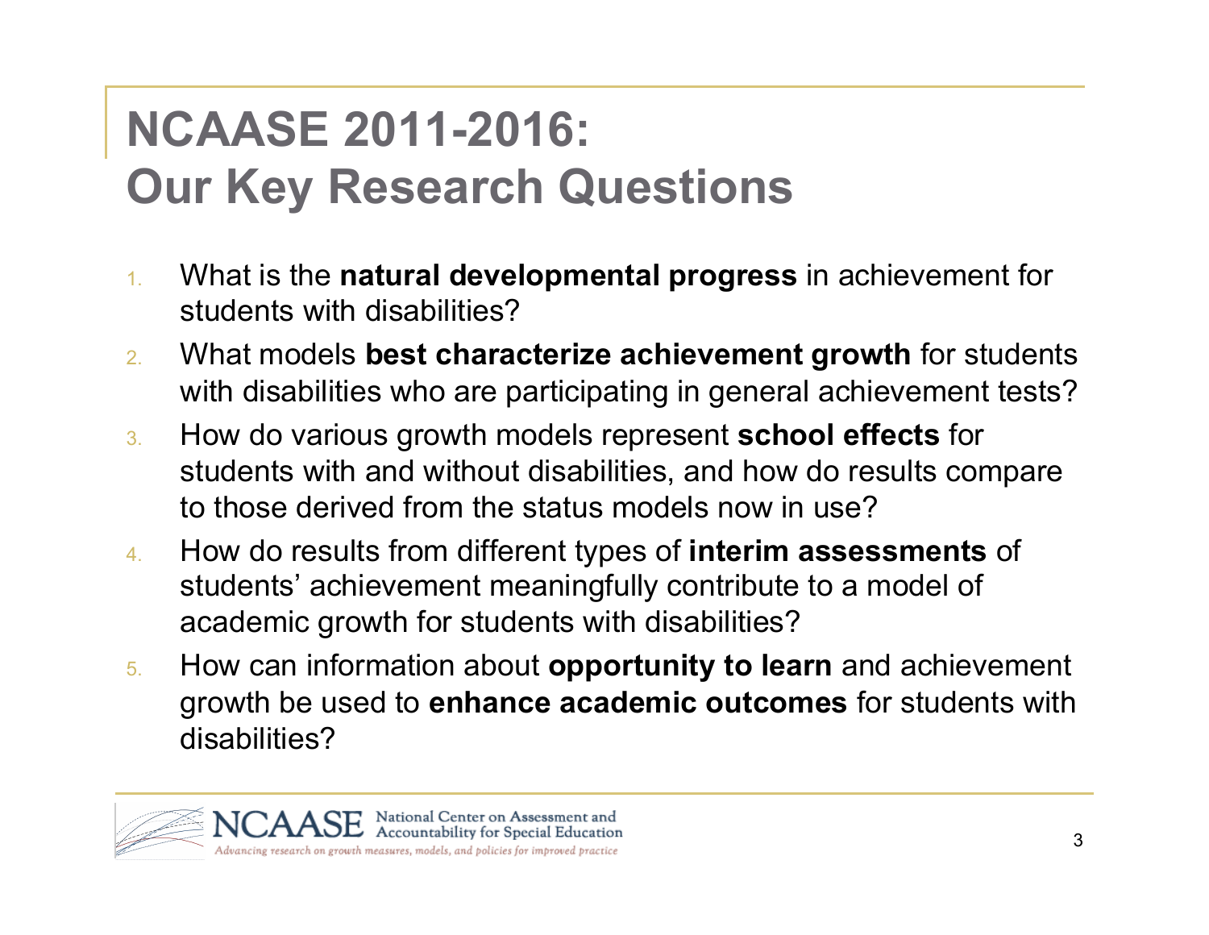# NCAASE 2011-2016: Our Key Research Questions

1. What is the **natural developmental progress** in achievement for students with disabilities?
2. What models **best characterize achievement growth** for students with disabilities who are participating in general achievement tests?
3. How do various growth models represent **school effects** for students with and without disabilities, and how do results compare to those derived from the status models now in use?
4. How do results from different types of **interim assessments** of students' achievement meaningfully contribute to a model of academic growth for students with disabilities?
5. How can information about **opportunity to learn** and achievement growth be used to **enhance academic outcomes** for students with disabilities?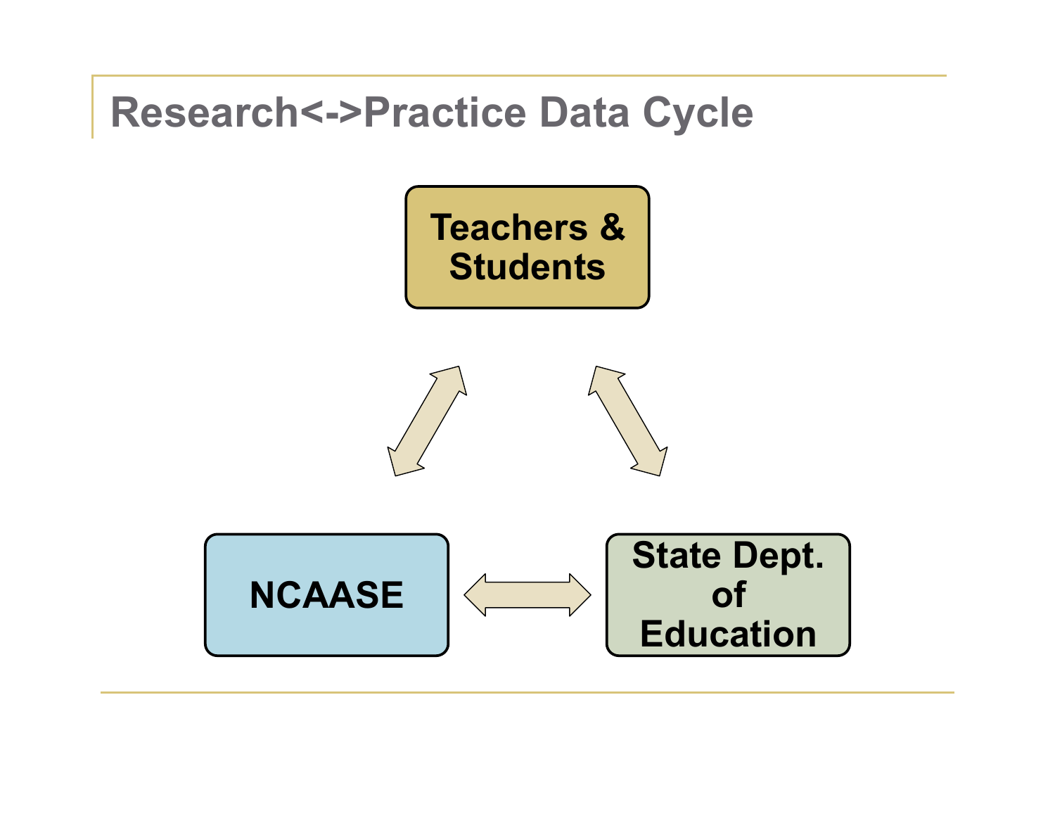# Research<->Practice Data Cycle

Teachers & Students

NCAASE

State Dept. of Education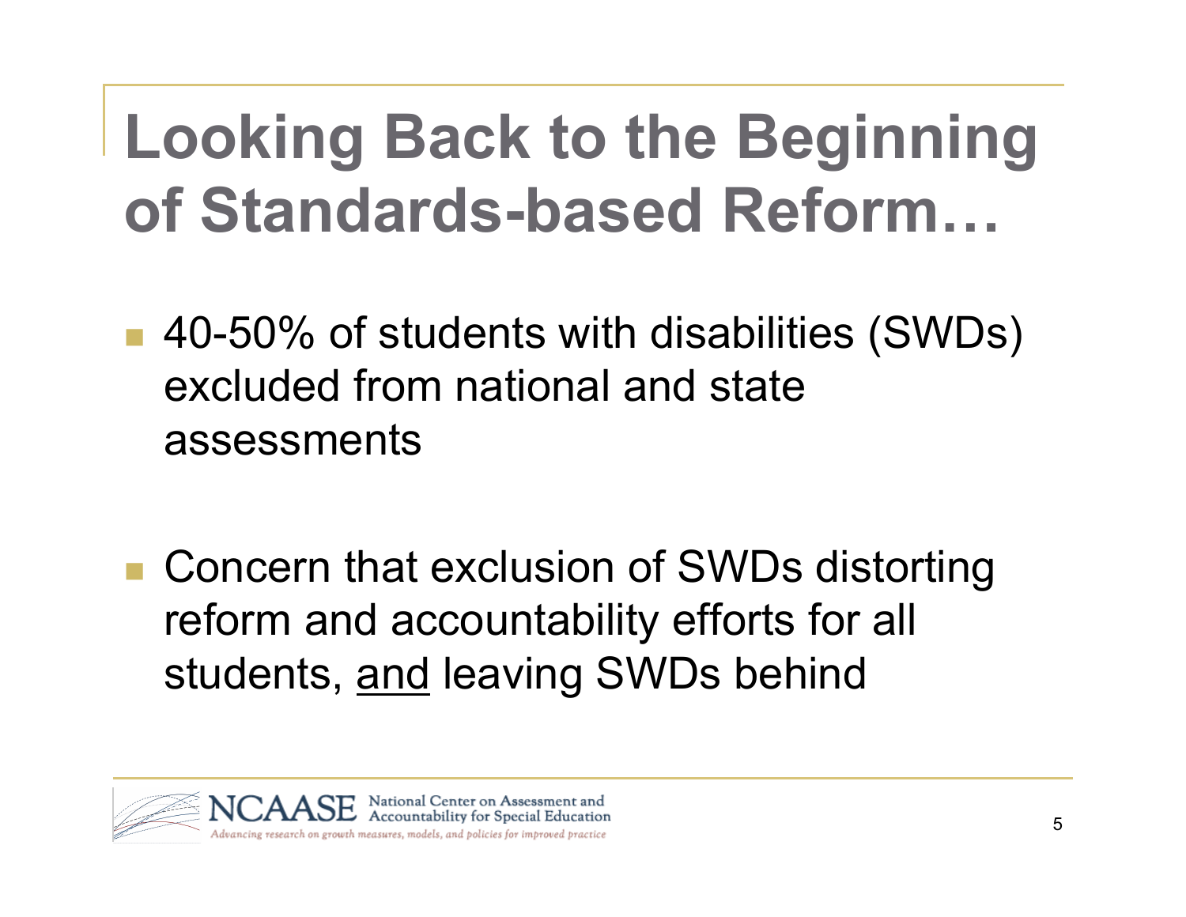# Looking Back to the Beginning of Standards-based Reform…

- 40-50% of students with disabilities (SWDs) excluded from national and state assessments

- Concern that exclusion of SWDs distorting reform and accountability efforts for all students, <u>and</u> leaving SWDs behind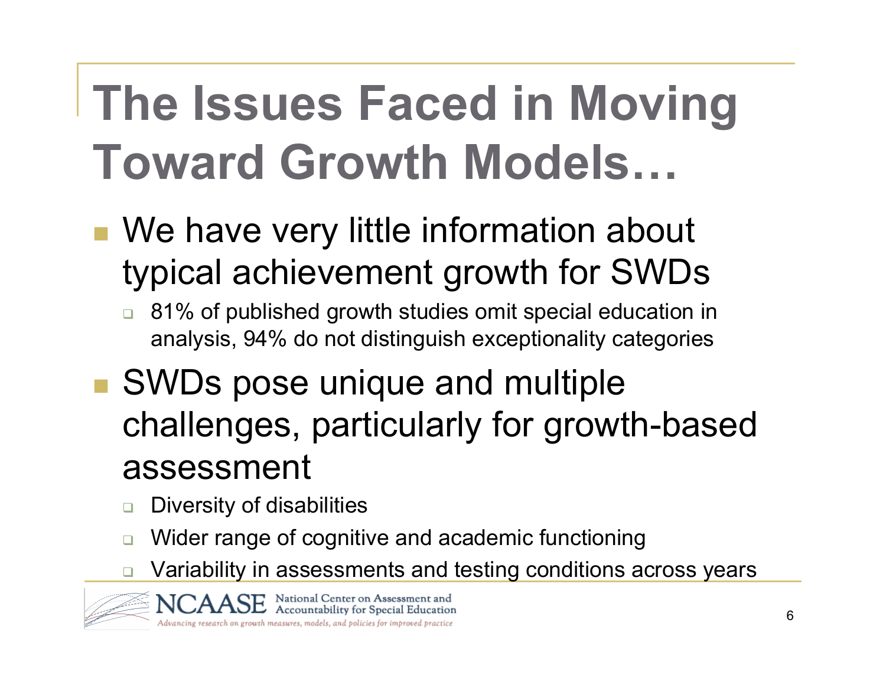# The Issues Faced in Moving Toward Growth Models…

- We have very little information about typical achievement growth for SWDs
  - 81% of published growth studies omit special education in analysis, 94% do not distinguish exceptionality categories
- SWDs pose unique and multiple challenges, particularly for growth-based assessment
  - Diversity of disabilities
  - Wider range of cognitive and academic functioning
  - Variability in assessments and testing conditions across years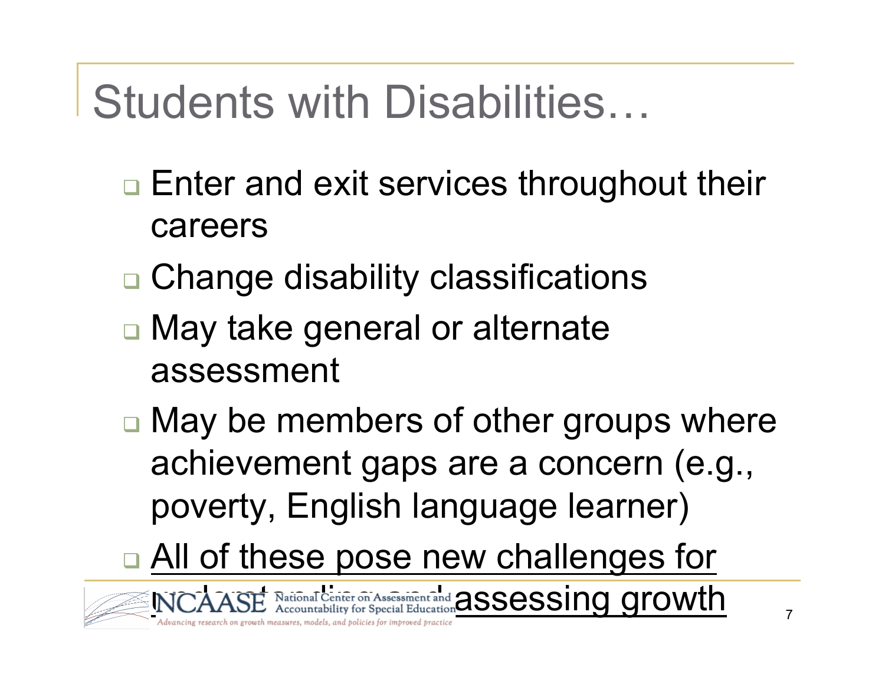# Students with Disabilities…

- Enter and exit services throughout their careers
- Change disability classifications
- May take general or alternate assessment
- May be members of other groups where achievement gaps are a concern (e.g., poverty, English language learner)
- <u>All of these pose new challenges for understanding and assessing growth</u>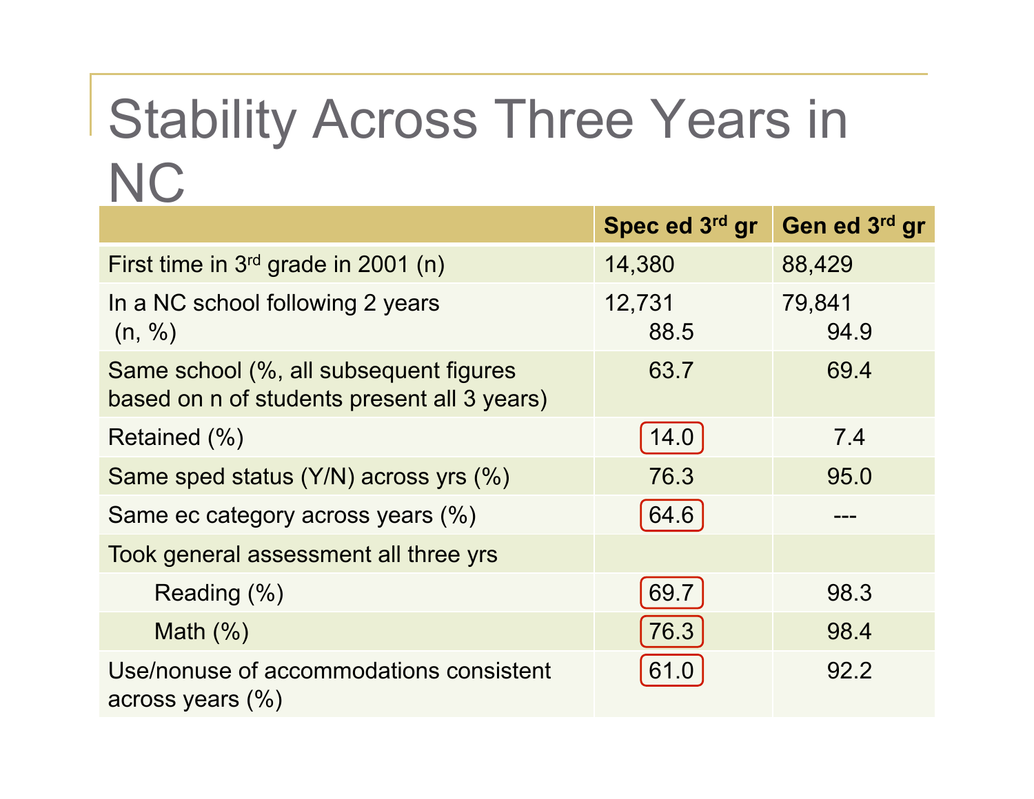# Stability Across Three Years in NC

| | Spec ed 3rd gr | Gen ed 3rd gr |
|---|---|---|
| First time in 3rd grade in 2001 (n) | 14,380 | 88,429 |
| In a NC school following 2 years (n, %) | 12,731 88.5 | 79,841 94.9 |
| Same school (%, all subsequent figures based on n of students present all 3 years) | 63.7 | 69.4 |
| Retained (%) | 14.0 | 7.4 |
| Same sped status (Y/N) across yrs (%) | 76.3 | 95.0 |
| Same ec category across years (%) | 64.6 | --- |
| Took general assessment all three yrs | | |
| Reading (%) | 69.7 | 98.3 |
| Math (%) | 76.3 | 98.4 |
| Use/nonuse of accommodations consistent across years (%) | 61.0 | 92.2 |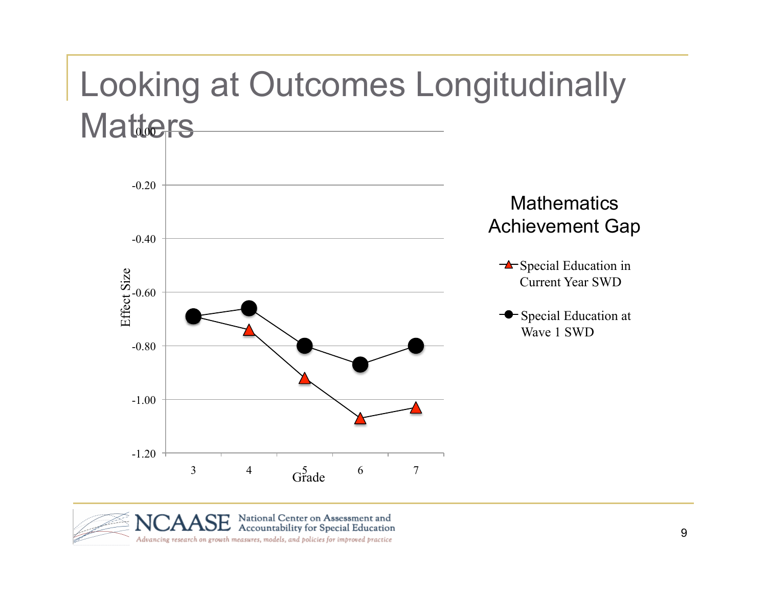# Looking at Outcomes Longitudinally Matters

## Mathematics Achievement Gap

| Grade | Special Education in Current Year SWD | Special Education at Wave 1 SWD |
|---|---|---|
| 3 | -0.69 | -0.69 |
| 4 | -0.74 | -0.66 |
| 5 | -0.92 | -0.80 |
| 6 | -1.07 | -0.87 |
| 7 | -1.03 | -0.80 |

Effect Size (y-axis, 0.00 to -1.20) by Grade (x-axis)

**NCAASE** National Center on Assessment and Accountability for Special Education

*Advancing research on growth measures, models, and policies for improved practice*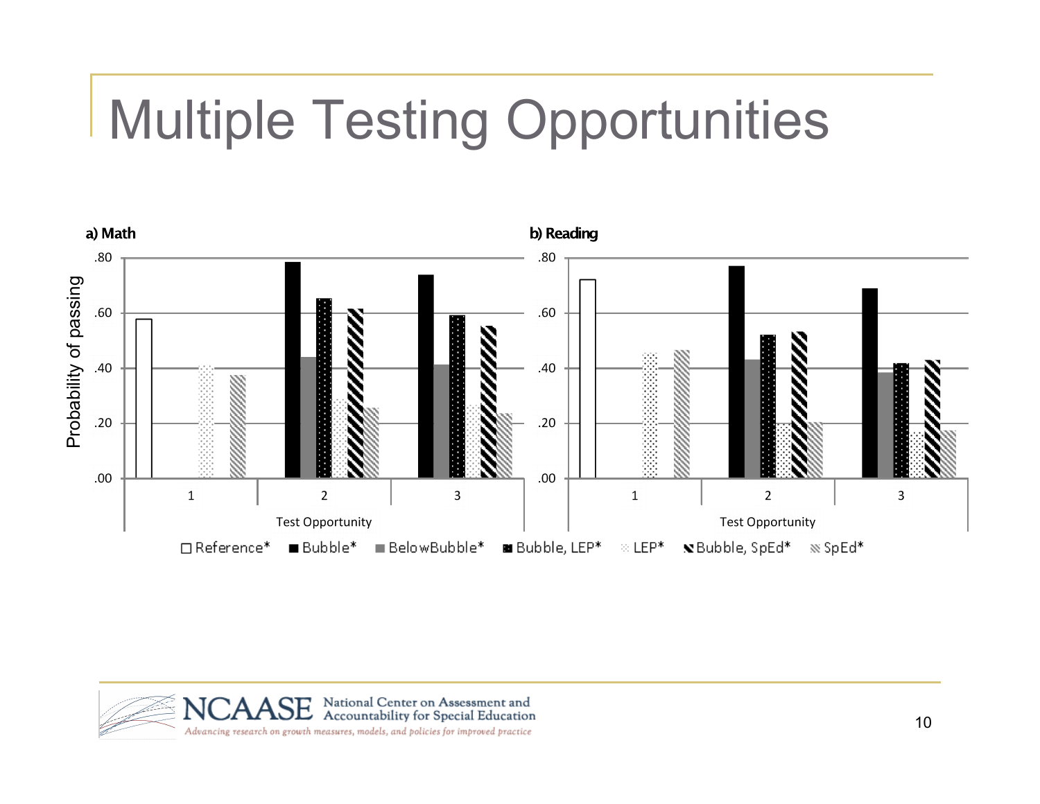# Multiple Testing Opportunities

**a) Math**

**b) Reading**

Probability of passing

.80
.60
.40
.20
.00

1 2 3

Test Opportunity

□ Reference* ■ Bubble* ■ BelowBubble* ■ Bubble, LEP* LEP* Bubble, SpEd* SpEd*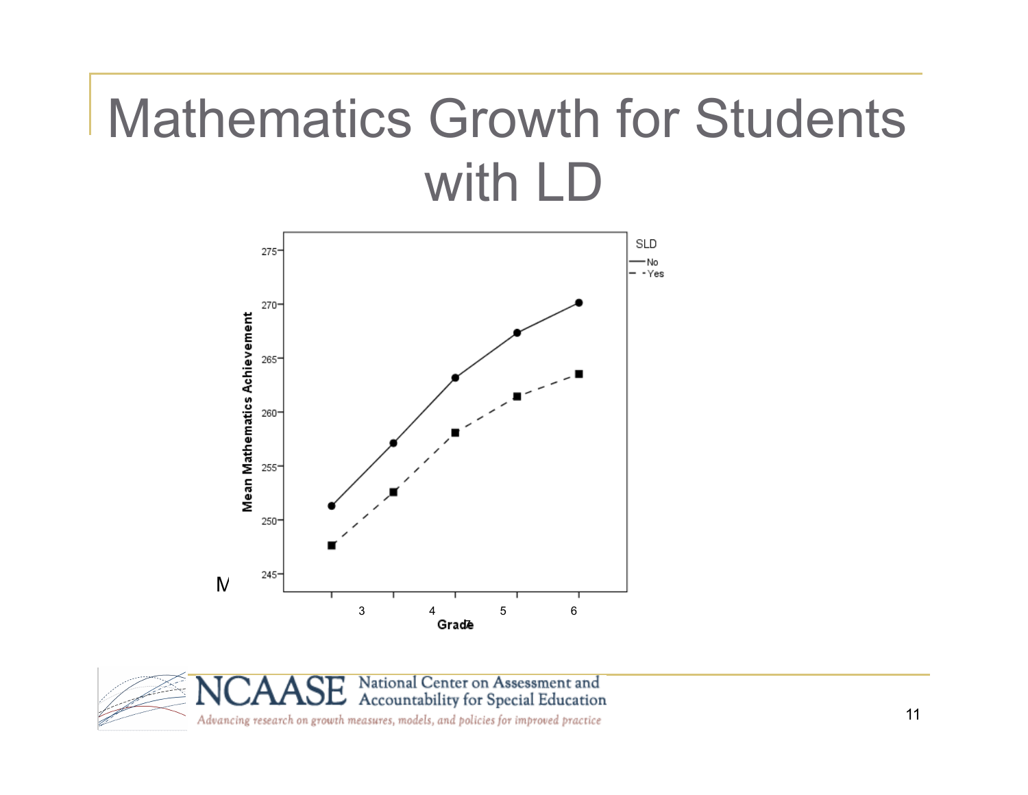# Mathematics Growth for Students with LD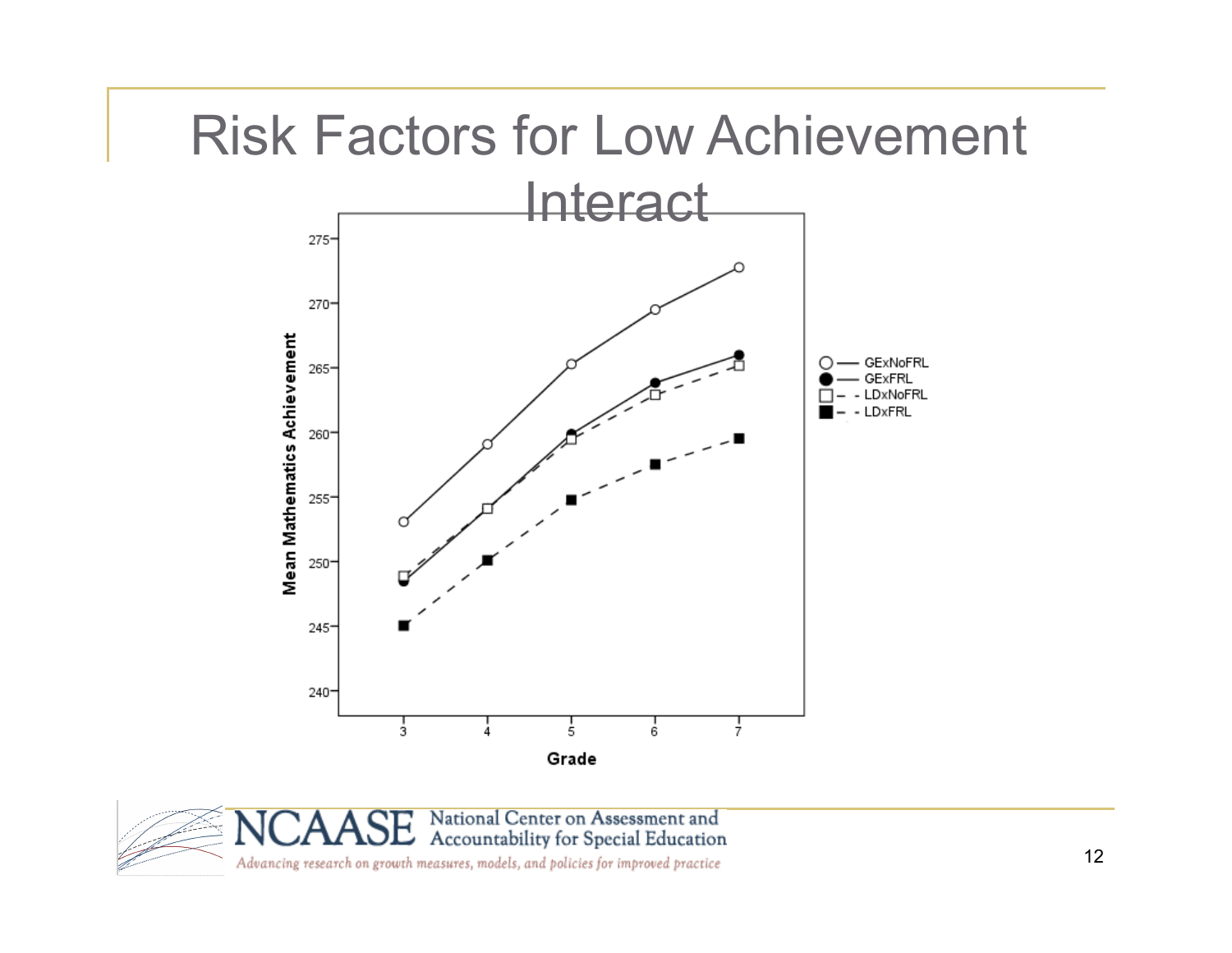# Risk Factors for Low Achievement Interact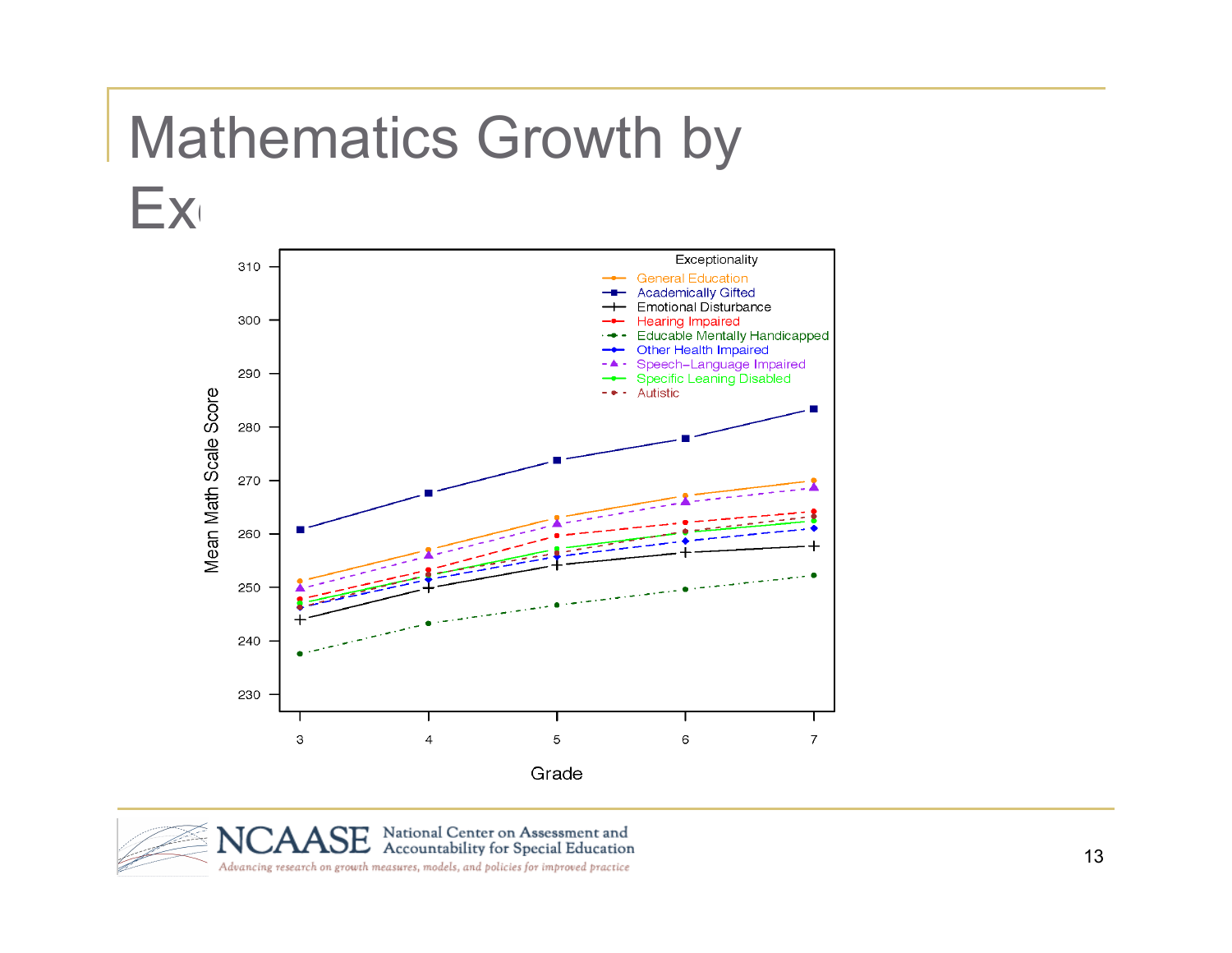# Mathematics Growth by Ex

Exceptionality

- General Education
- Academically Gifted
- Emotional Disturbance
- Hearing Impaired
- Educable Mentally Handicapped
- Other Health Impaired
- Speech–Language Impaired
- Specific Leaning Disabled
- Autistic

Mean Math Scale Score

Grade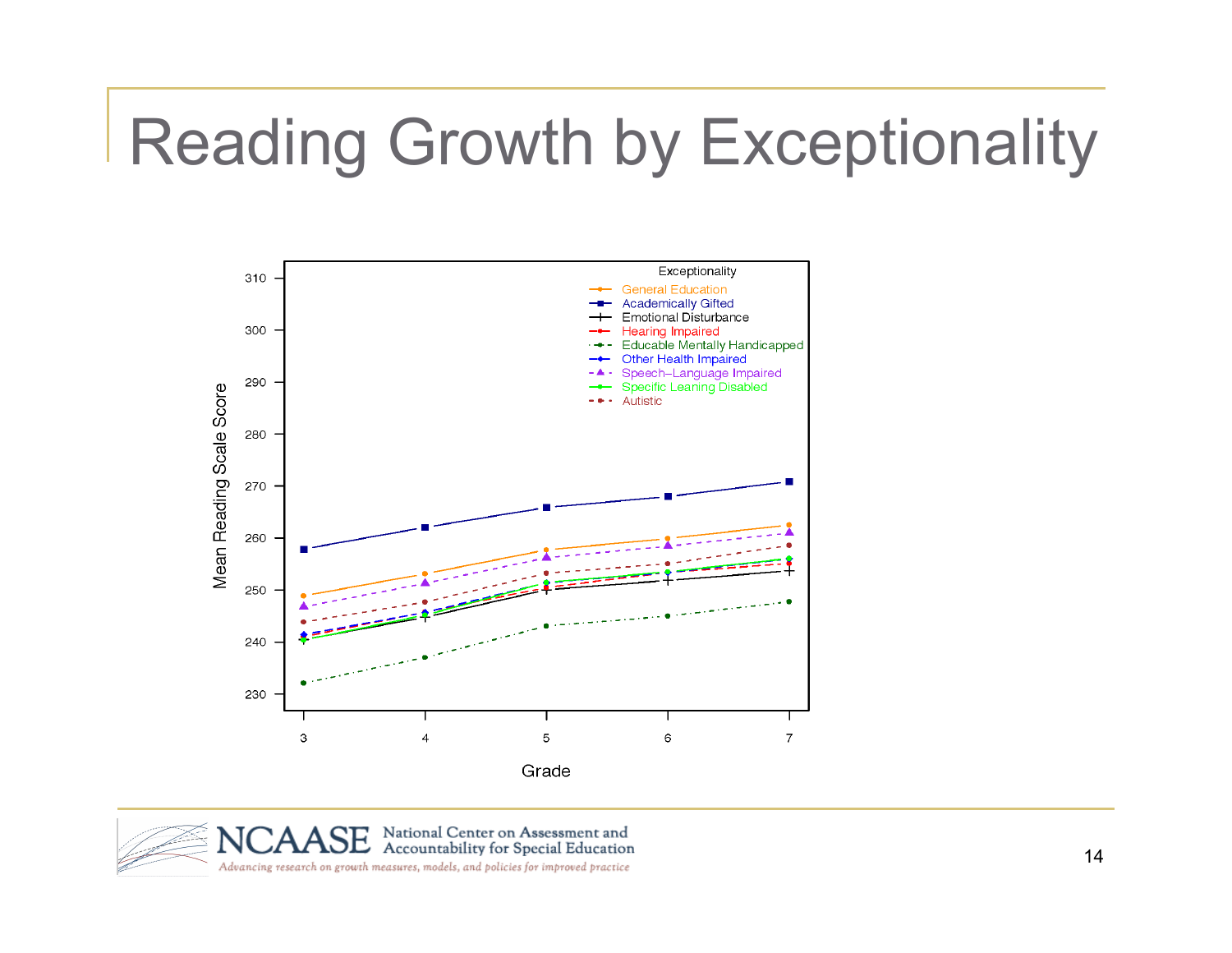# Reading Growth by Exceptionality

Exceptionality

- General Education
- Academically Gifted
- Emotional Disturbance
- Hearing Impaired
- Educable Mentally Handicapped
- Other Health Impaired
- Speech–Language Impaired
- Specific Leaning Disabled
- Autistic

Mean Reading Scale Score

Grade

NCAASE National Center on Assessment and Accountability for Special Education

*Advancing research on growth measures, models, and policies for improved practice*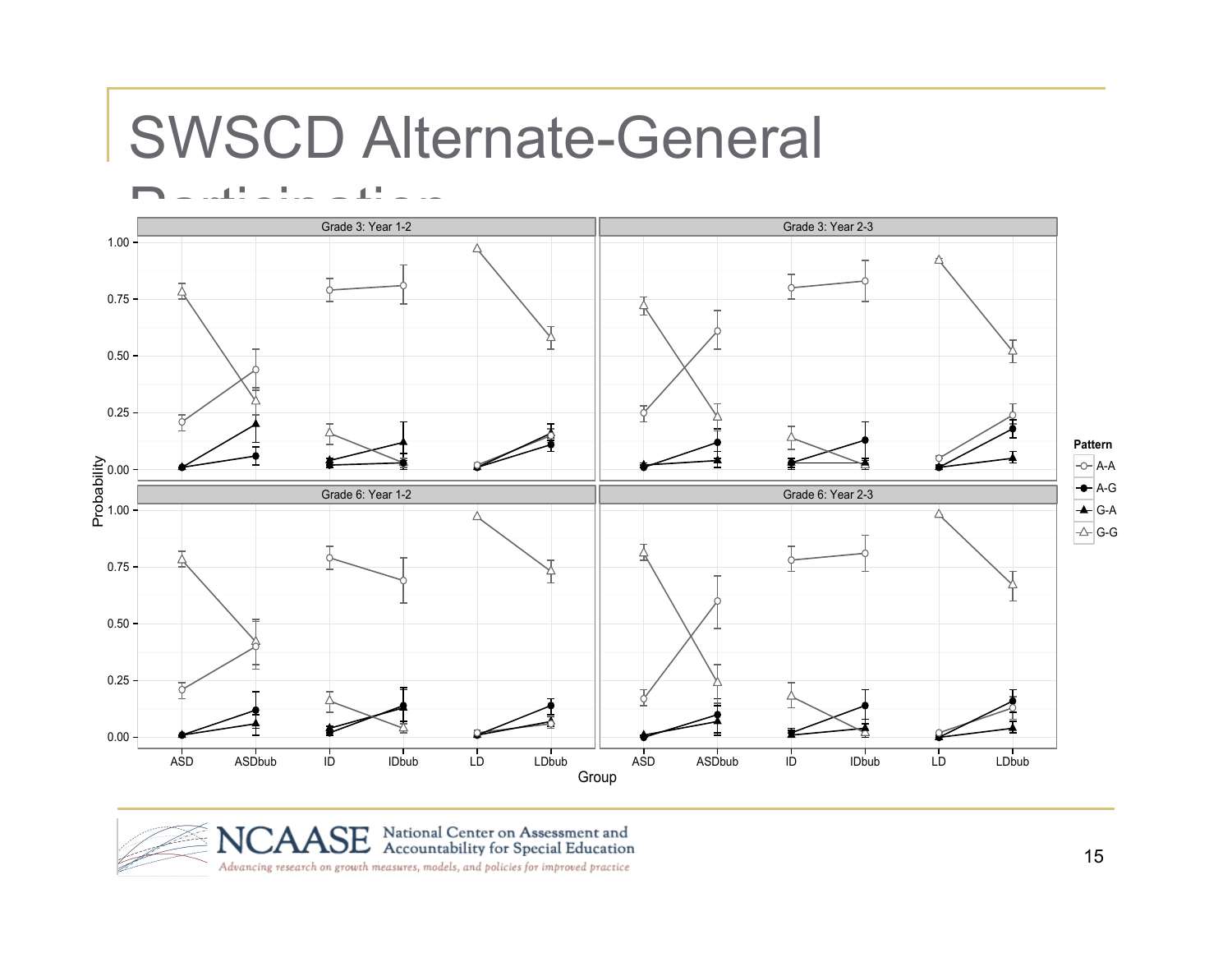# SWSCD Alternate-General Participation

| | Grade 3: Year 1-2 | Grade 3: Year 2-3 |
|---|---|---|
| | Grade 6: Year 1-2 | Grade 6: Year 2-3 |

Probability

Group: ASD, ASDbub, ID, IDbub, LD, LDbub

Pattern: A-A, A-G, G-A, G-G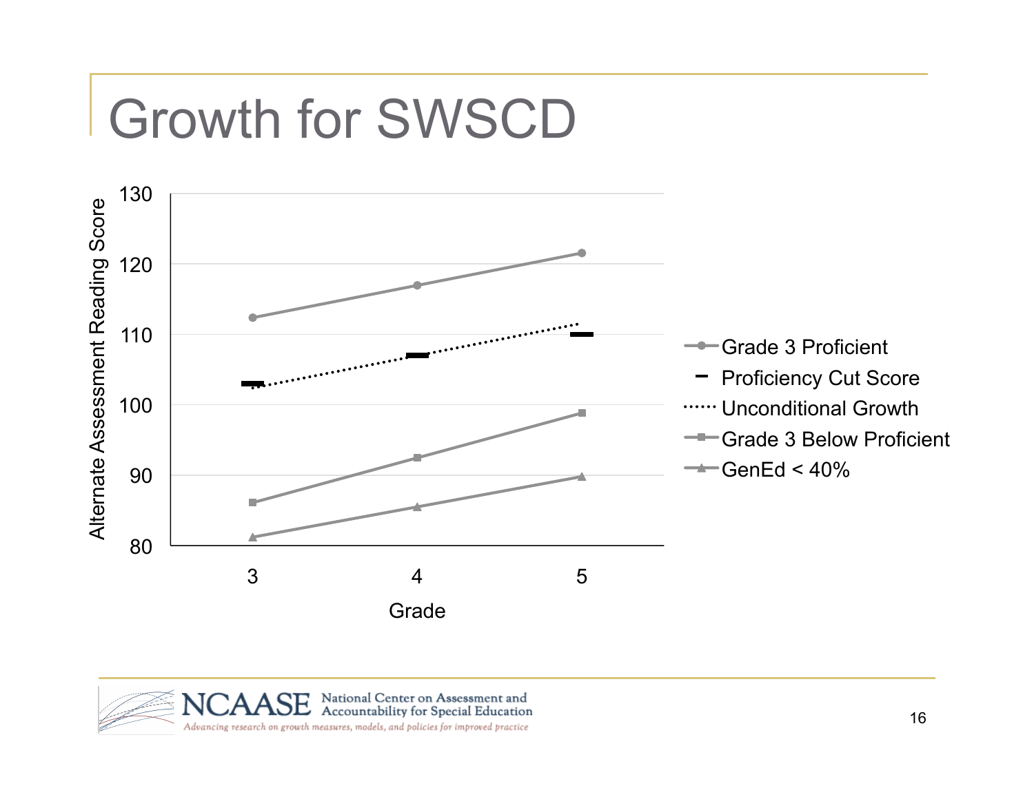# Growth for SWSCD

Alternate Assessment Reading Score

130
120
110
100
90
80

3 4 5

Grade

- Grade 3 Proficient
- Proficiency Cut Score
- Unconditional Growth
- Grade 3 Below Proficient
- GenEd < 40%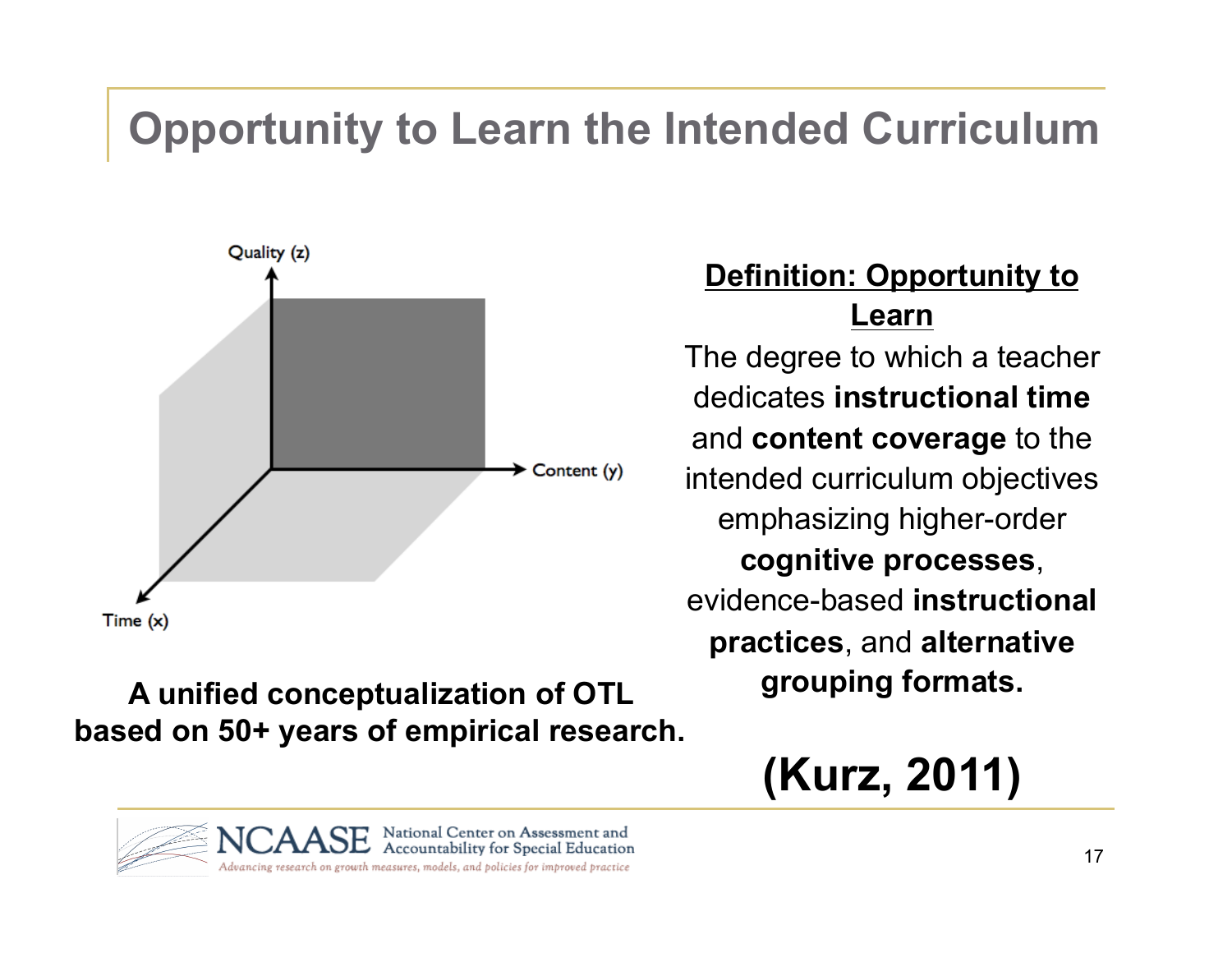# Opportunity to Learn the Intended Curriculum

Quality (z)

Content (y)

Time (x)

**A unified conceptualization of OTL based on 50+ years of empirical research.**

**<u>Definition: Opportunity to Learn</u>**

The degree to which a teacher dedicates **instructional time** and **content coverage** to the intended curriculum objectives emphasizing higher-order **cognitive processes**, evidence-based **instructional practices**, and **alternative grouping formats.**

**(Kurz, 2011)**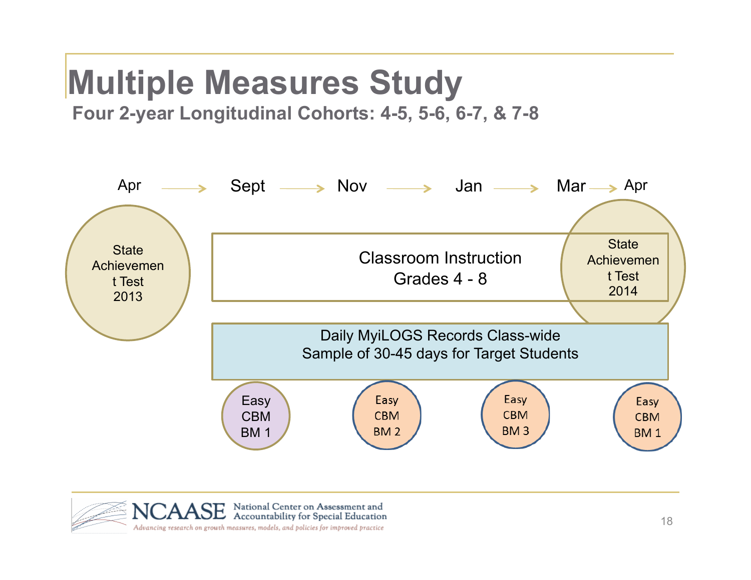# Multiple Measures Study

**Four 2-year Longitudinal Cohorts: 4-5, 5-6, 6-7, & 7-8**

Apr → Sept → Nov → Jan → Mar → Apr

State Achievement Test 2013

Classroom Instruction
Grades 4 - 8

State Achievement Test 2014

Daily MyiLOGS Records Class-wide
Sample of 30-45 days for Target Students

Easy CBM BM 1

Easy CBM BM 2

Easy CBM BM 3

Easy CBM BM 1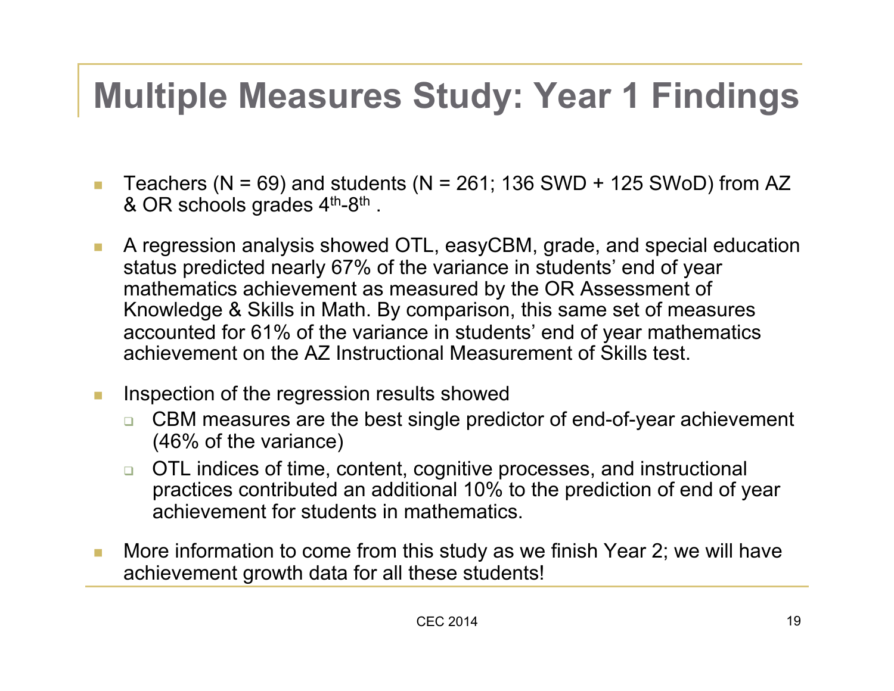# Multiple Measures Study: Year 1 Findings

- Teachers (N = 69) and students (N = 261; 136 SWD + 125 SWoD) from AZ & OR schools grades $4^{th}$-$8^{th}$ .
- A regression analysis showed OTL, easyCBM, grade, and special education status predicted nearly 67% of the variance in students' end of year mathematics achievement as measured by the OR Assessment of Knowledge & Skills in Math. By comparison, this same set of measures accounted for 61% of the variance in students' end of year mathematics achievement on the AZ Instructional Measurement of Skills test.
- Inspection of the regression results showed
  - CBM measures are the best single predictor of end-of-year achievement (46% of the variance)
  - OTL indices of time, content, cognitive processes, and instructional practices contributed an additional 10% to the prediction of end of year achievement for students in mathematics.
- More information to come from this study as we finish Year 2; we will have achievement growth data for all these students!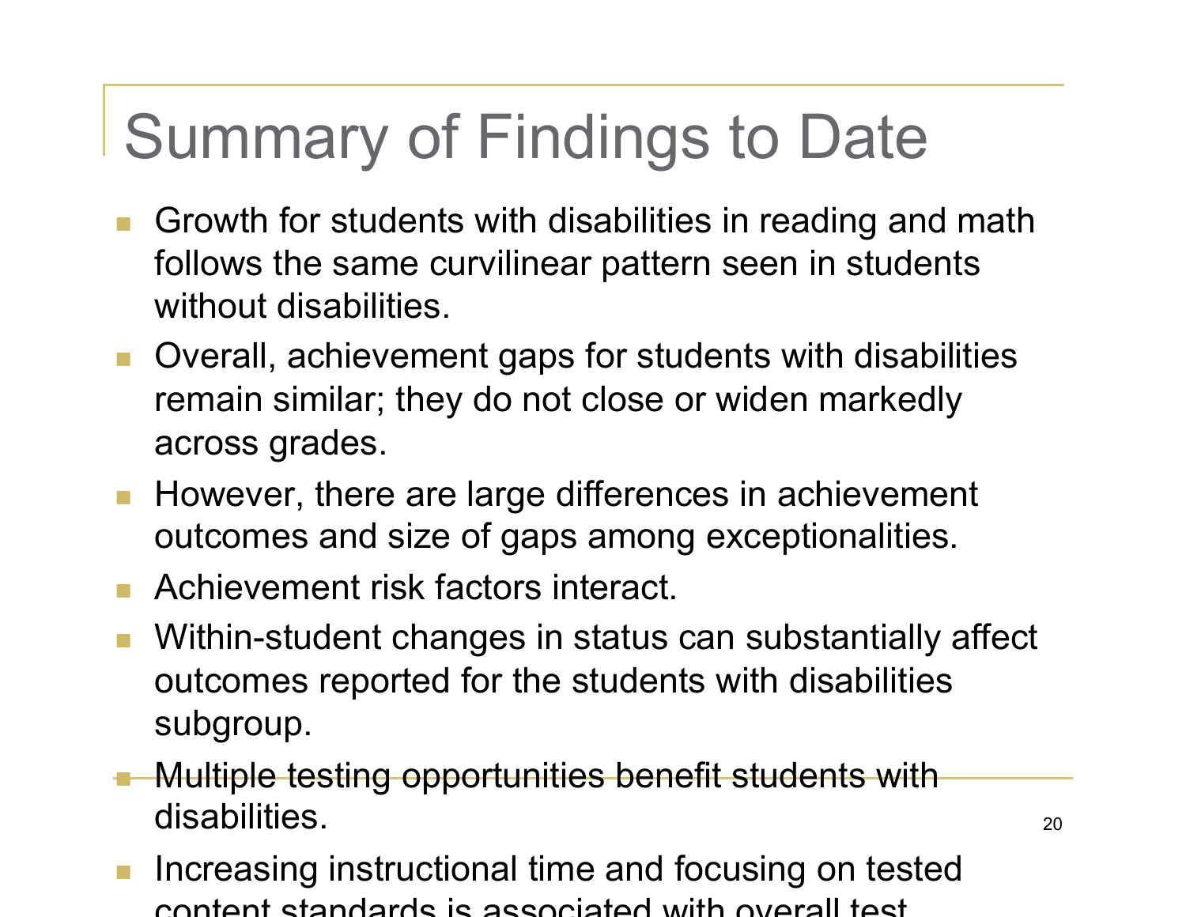# Summary of Findings to Date

- Growth for students with disabilities in reading and math follows the same curvilinear pattern seen in students without disabilities.
- Overall, achievement gaps for students with disabilities remain similar; they do not close or widen markedly across grades.
- However, there are large differences in achievement outcomes and size of gaps among exceptionalities.
- Achievement risk factors interact.
- Within-student changes in status can substantially affect outcomes reported for the students with disabilities subgroup.
- Multiple testing opportunities benefit students with disabilities.
- Increasing instructional time and focusing on tested content standards is associated with overall test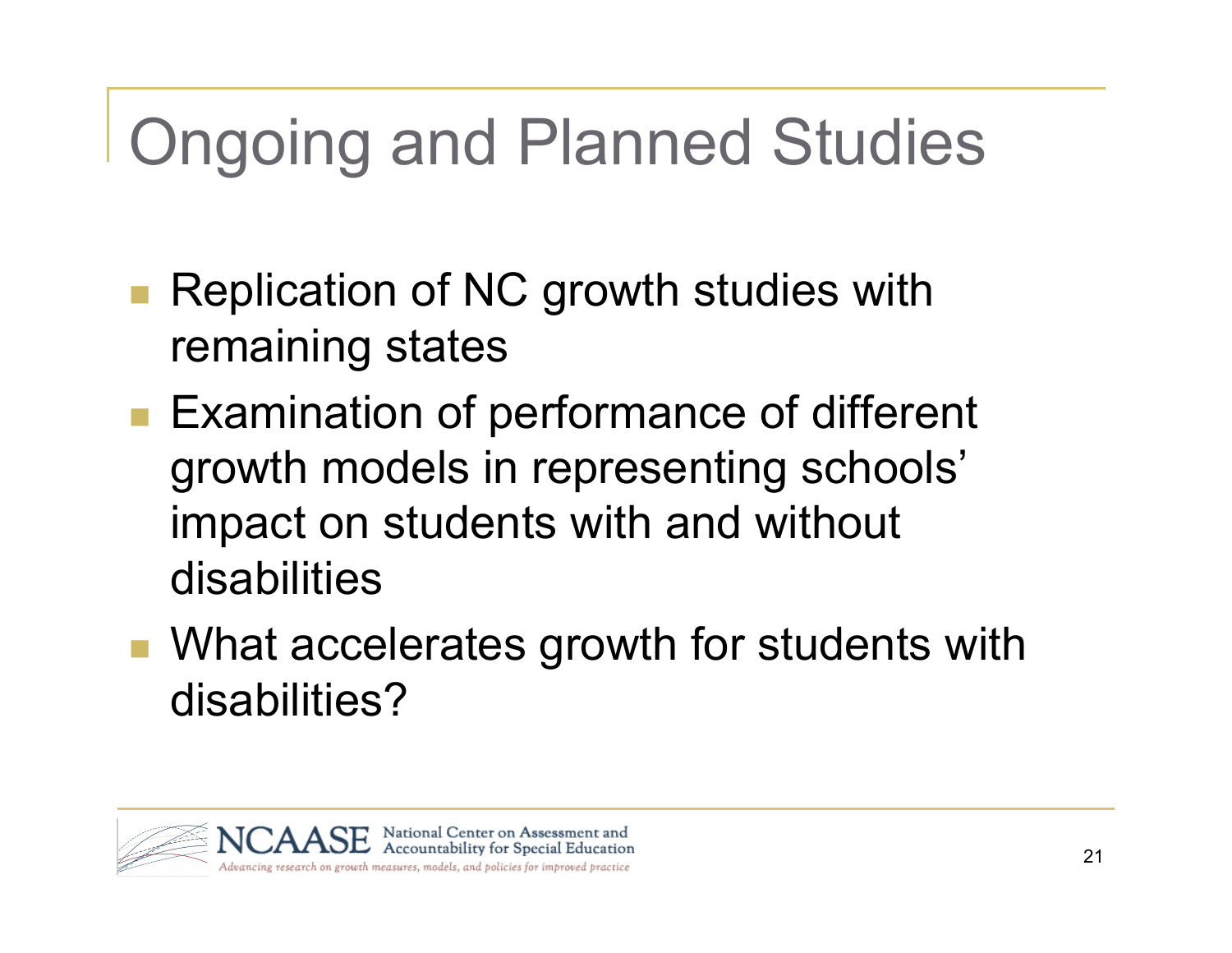# Ongoing and Planned Studies

- Replication of NC growth studies with remaining states
- Examination of performance of different growth models in representing schools' impact on students with and without disabilities
- What accelerates growth for students with disabilities?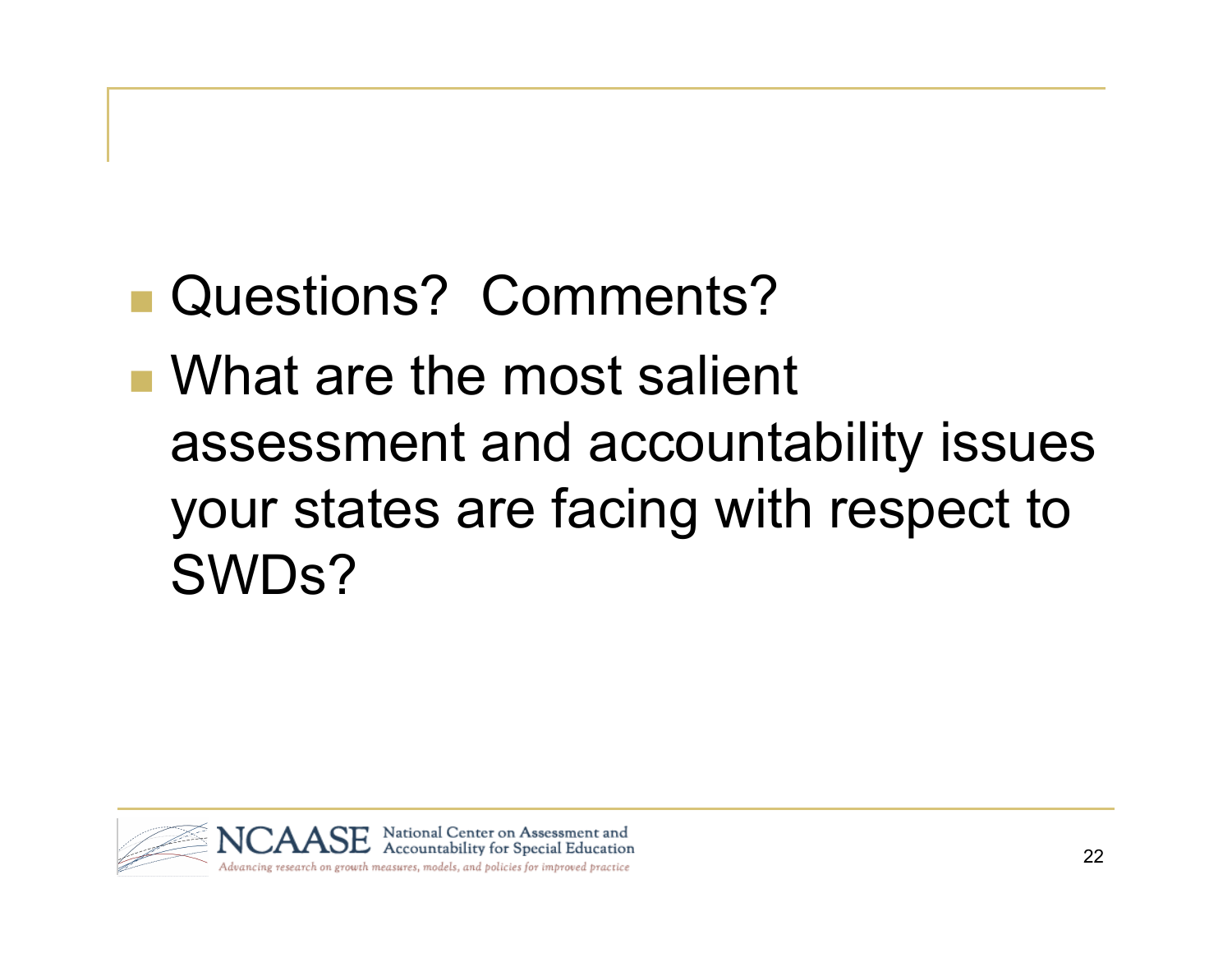- Questions? Comments?
- What are the most salient assessment and accountability issues your states are facing with respect to SWDs?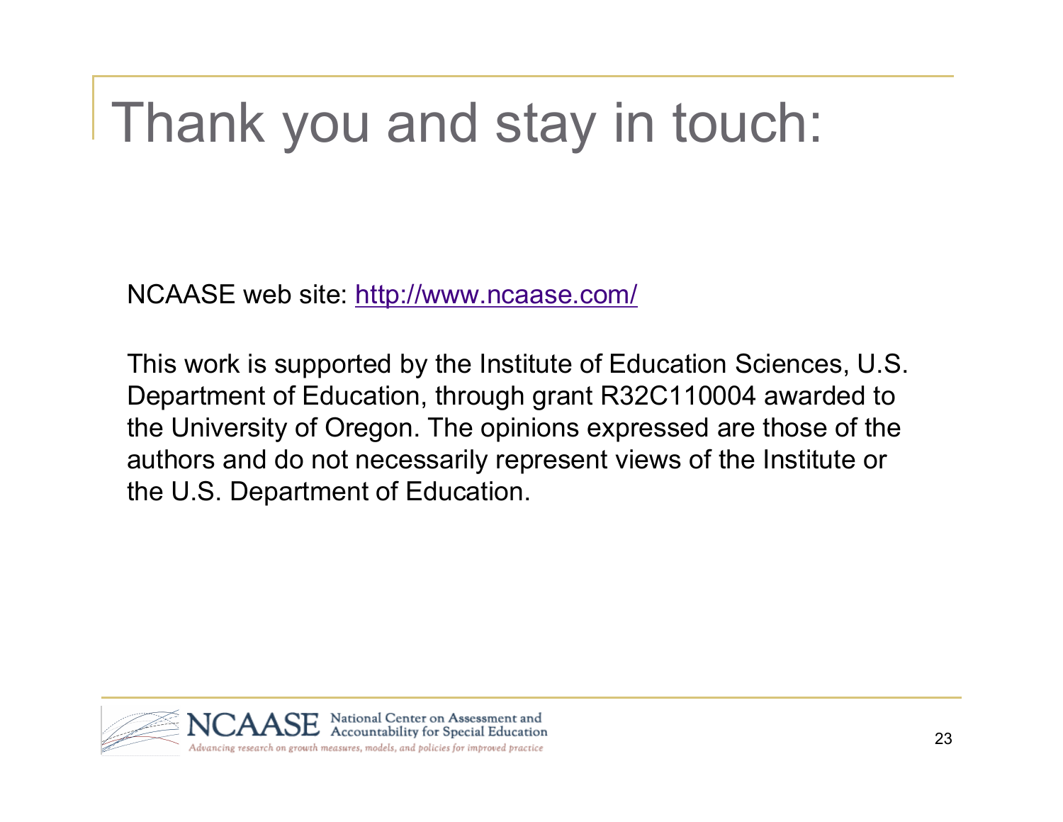# Thank you and stay in touch:

NCAASE web site: http://www.ncaase.com/

This work is supported by the Institute of Education Sciences, U.S. Department of Education, through grant R32C110004 awarded to the University of Oregon. The opinions expressed are those of the authors and do not necessarily represent views of the Institute or the U.S. Department of Education.

NCAASE National Center on Assessment and Accountability for Special Education

*Advancing research on growth measures, models, and policies for improved practice*